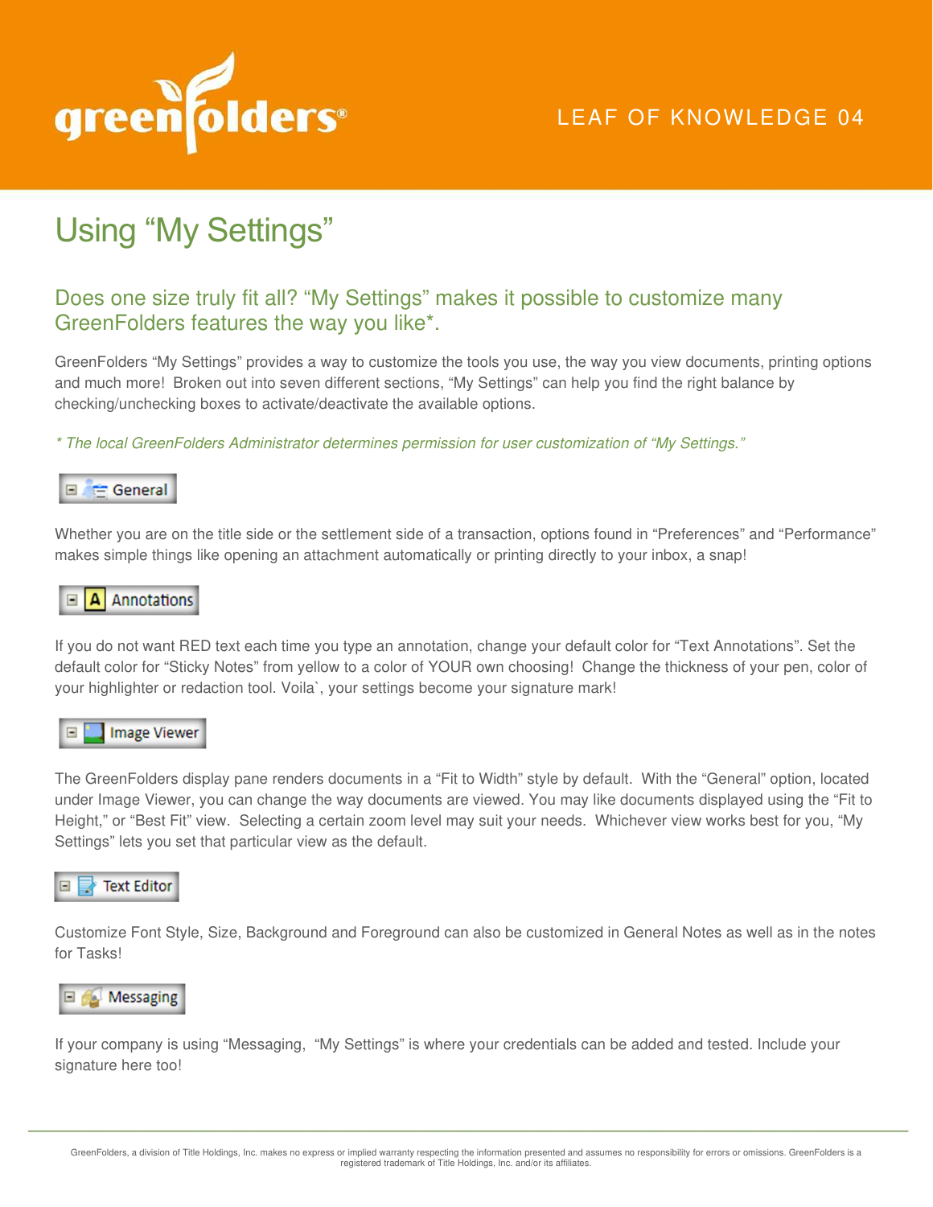LEAF OF KNOWLEDGE 04

# Using “My Settings”

## Does one size truly fit all? “My Settings” makes it possible to customize many GreenFolders features the way you like*.

GreenFolders “My Settings” provides a way to customize the tools you use, the way you view documents, printing options and much more! Broken out into seven different sections, “My Settings” can help you find the right balance by checking/unchecking boxes to activate/deactivate the available options.

*\* The local GreenFolders Administrator determines permission for user customization of “My Settings.”*

### General

Whether you are on the title side or the settlement side of a transaction, options found in “Preferences” and “Performance” makes simple things like opening an attachment automatically or printing directly to your inbox, a snap!

### Annotations

If you do not want RED text each time you type an annotation, change your default color for “Text Annotations”. Set the default color for “Sticky Notes” from yellow to a color of YOUR own choosing! Change the thickness of your pen, color of your highlighter or redaction tool. Voila`, your settings become your signature mark!

### Image Viewer

The GreenFolders display pane renders documents in a “Fit to Width” style by default. With the “General” option, located under Image Viewer, you can change the way documents are viewed. You may like documents displayed using the “Fit to Height,” or “Best Fit” view. Selecting a certain zoom level may suit your needs. Whichever view works best for you, “My Settings” lets you set that particular view as the default.

### Text Editor

Customize Font Style, Size, Background and Foreground can also be customized in General Notes as well as in the notes for Tasks!

### Messaging

If your company is using “Messaging, “My Settings” is where your credentials can be added and tested. Include your signature here too!

GreenFolders, a division of Title Holdings, Inc. makes no express or implied warranty respecting the information presented and assumes no responsibility for errors or omissions. GreenFolders is a registered trademark of Title Holdings, Inc. and/or its affiliates.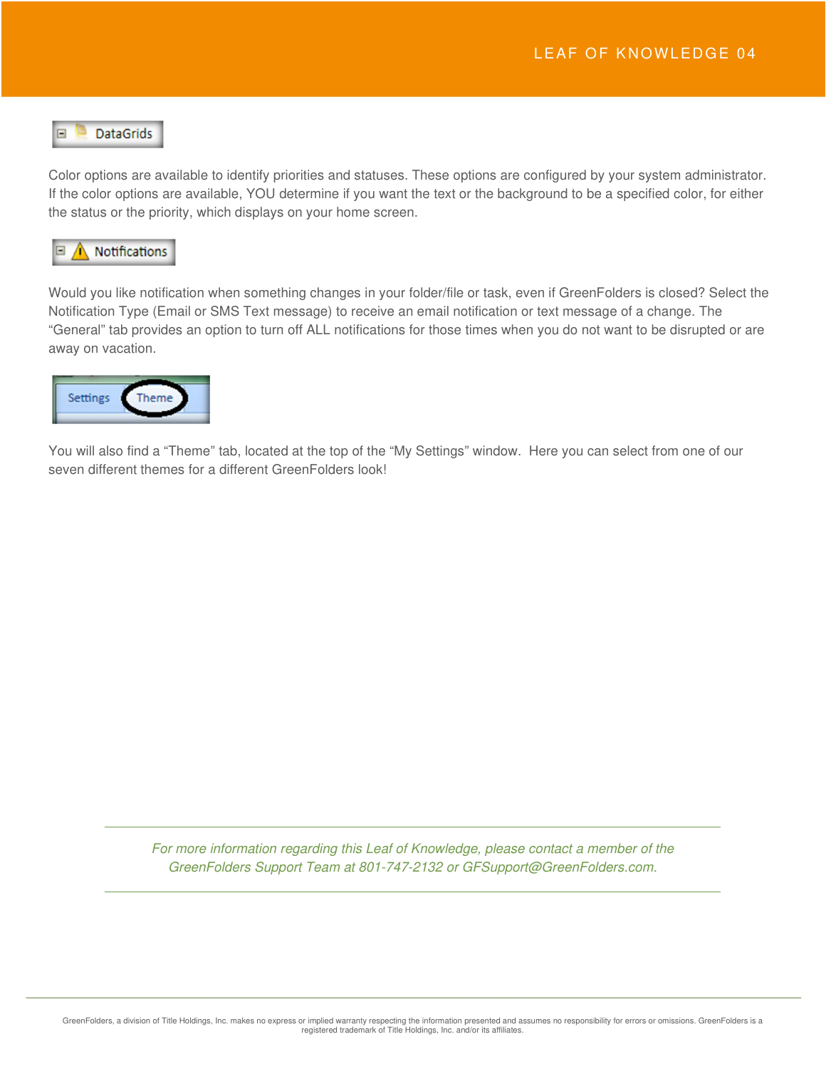DataGrids

Color options are available to identify priorities and statuses. These options are configured by your system administrator. If the color options are available, YOU determine if you want the text or the background to be a specified color, for either the status or the priority, which displays on your home screen.

Notifications

Would you like notification when something changes in your folder/file or task, even if GreenFolders is closed? Select the Notification Type (Email or SMS Text message) to receive an email notification or text message of a change. The “General” tab provides an option to turn off ALL notifications for those times when you do not want to be disrupted or are away on vacation.

Settings Theme

You will also find a “Theme” tab, located at the top of the “My Settings” window. Here you can select from one of our seven different themes for a different GreenFolders look!

---

*For more information regarding this Leaf of Knowledge, please contact a member of the GreenFolders Support Team at 801-747-2132 or GFSupport@GreenFolders.com.*

---

GreenFolders, a division of Title Holdings, Inc. makes no express or implied warranty respecting the information presented and assumes no responsibility for errors or omissions. GreenFolders is a registered trademark of Title Holdings, Inc. and/or its affiliates.